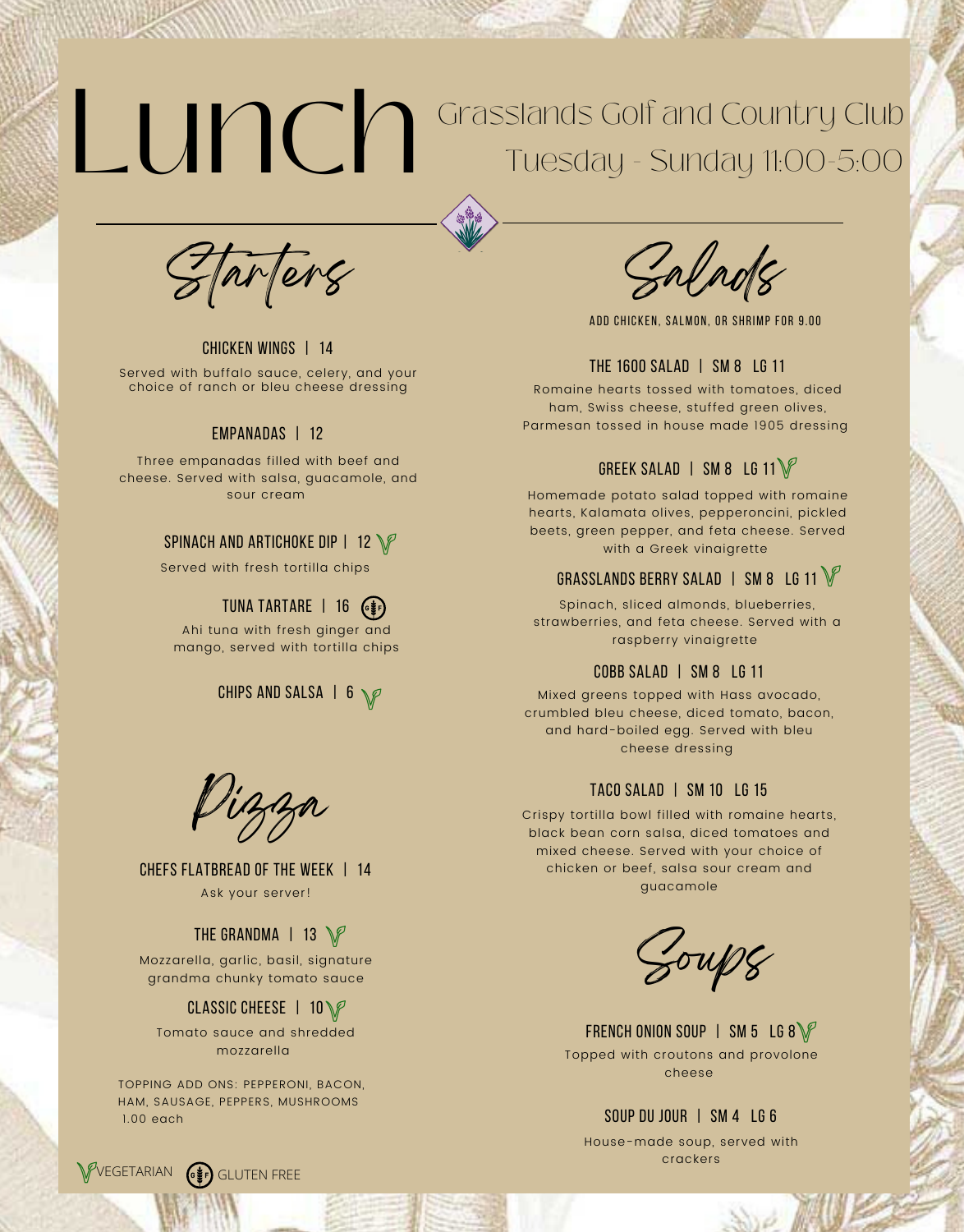# Lunch

Grasslands Golf and Country Club
Tuesday - Sunday 11:00-5:00

## Starters

### CHICKEN WINGS | 14

Served with buffalo sauce, celery, and your choice of ranch or bleu cheese dressing

### EMPANADAS | 12

Three empanadas filled with beef and cheese. Served with salsa, guacamole, and sour cream

### SPINACH AND ARTICHOKE DIP | 12 (V)

Served with fresh tortilla chips

### TUNA TARTARE | 16 (GF)

Ahi tuna with fresh ginger and mango, served with tortilla chips

### CHIPS AND SALSA | 6 (V)

## Pizza

### CHEFS FLATBREAD OF THE WEEK | 14

Ask your server!

### THE GRANDMA | 13 (V)

Mozzarella, garlic, basil, signature grandma chunky tomato sauce

### CLASSIC CHEESE | 10 (V)

Tomato sauce and shredded mozzarella

TOPPING ADD ONS: PEPPERONI, BACON, HAM, SAUSAGE, PEPPERS, MUSHROOMS 1.00 each

## Salads

ADD CHICKEN, SALMON, OR SHRIMP FOR 9.00

### THE 1600 SALAD | SM 8 LG 11

Romaine hearts tossed with tomatoes, diced ham, Swiss cheese, stuffed green olives, Parmesan tossed in house made 1905 dressing

### GREEK SALAD | SM 8 LG 11 (V)

Homemade potato salad topped with romaine hearts, Kalamata olives, pepperoncini, pickled beets, green pepper, and feta cheese. Served with a Greek vinaigrette

### GRASSLANDS BERRY SALAD | SM 8 LG 11 (V)

Spinach, sliced almonds, blueberries, strawberries, and feta cheese. Served with a raspberry vinaigrette

### COBB SALAD | SM 8 LG 11

Mixed greens topped with Hass avocado, crumbled bleu cheese, diced tomato, bacon, and hard-boiled egg. Served with bleu cheese dressing

### TACO SALAD | SM 10 LG 15

Crispy tortilla bowl filled with romaine hearts, black bean corn salsa, diced tomatoes and mixed cheese. Served with your choice of chicken or beef, salsa sour cream and guacamole

## Soups

### FRENCH ONION SOUP | SM 5 LG 8 (V)

Topped with croutons and provolone cheese

### SOUP DU JOUR | SM 4 LG 6

House-made soup, served with crackers

(V) VEGETARIAN (GF) GLUTEN FREE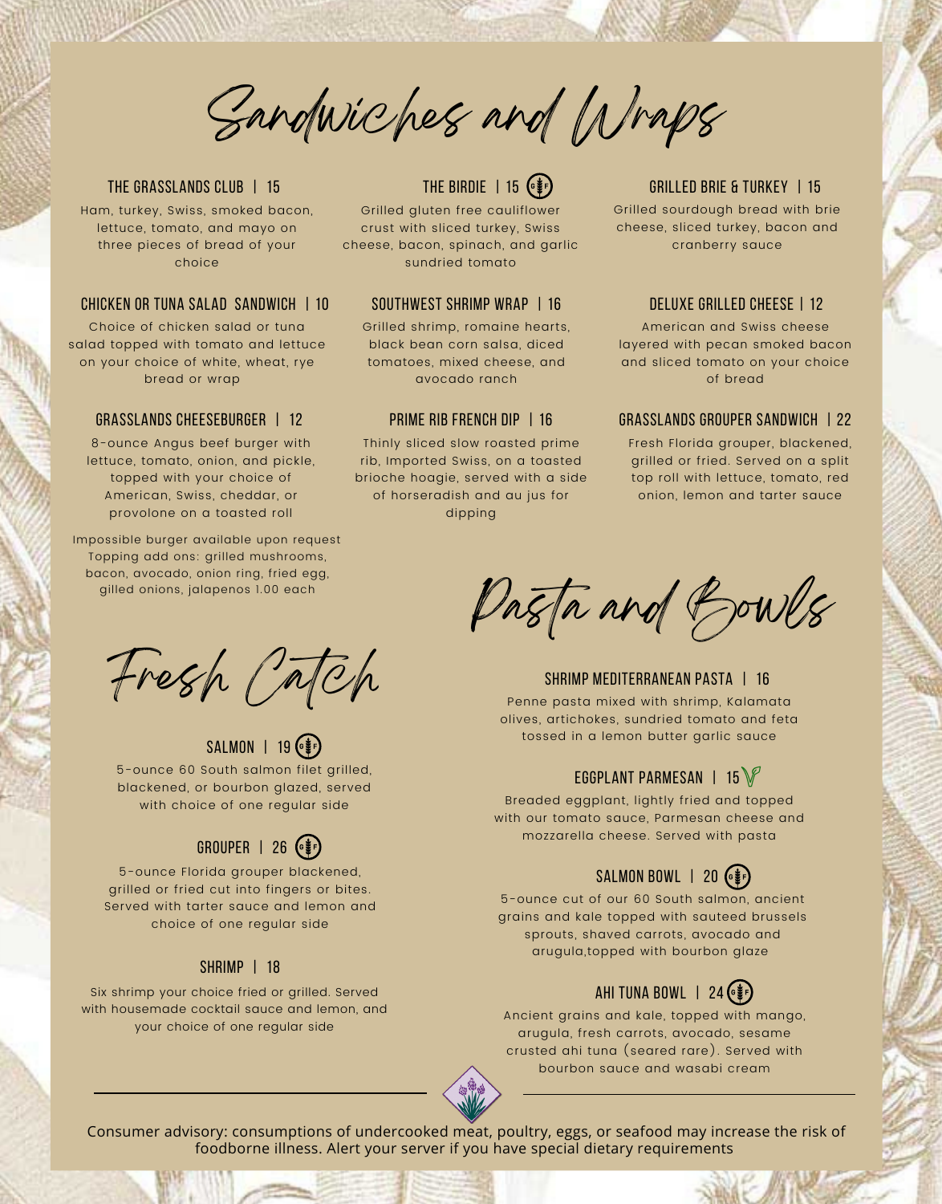# Sandwiches and Wraps

### THE GRASSLANDS CLUB | 15

Ham, turkey, Swiss, smoked bacon, lettuce, tomato, and mayo on three pieces of bread of your choice

### CHICKEN OR TUNA SALAD SANDWICH | 10

Choice of chicken salad or tuna salad topped with tomato and lettuce on your choice of white, wheat, rye bread or wrap

### GRASSLANDS CHEESEBURGER | 12

8-ounce Angus beef burger with lettuce, tomato, onion, and pickle, topped with your choice of American, Swiss, cheddar, or provolone on a toasted roll

Impossible burger available upon request
Topping add ons: grilled mushrooms, bacon, avocado, onion ring, fried egg, gilled onions, jalapenos 1.00 each

### THE BIRDIE | 15 (GF)

Grilled gluten free cauliflower crust with sliced turkey, Swiss cheese, bacon, spinach, and garlic sundried tomato

### SOUTHWEST SHRIMP WRAP | 16

Grilled shrimp, romaine hearts, black bean corn salsa, diced tomatoes, mixed cheese, and avocado ranch

### PRIME RIB FRENCH DIP | 16

Thinly sliced slow roasted prime rib, Imported Swiss, on a toasted brioche hoagie, served with a side of horseradish and au jus for dipping

### GRILLED BRIE & TURKEY | 15

Grilled sourdough bread with brie cheese, sliced turkey, bacon and cranberry sauce

### DELUXE GRILLED CHEESE | 12

American and Swiss cheese layered with pecan smoked bacon and sliced tomato on your choice of bread

### GRASSLANDS GROUPER SANDWICH | 22

Fresh Florida grouper, blackened, grilled or fried. Served on a split top roll with lettuce, tomato, red onion, lemon and tarter sauce

# Fresh Catch

### SALMON | 19 (GF)

5-ounce 60 South salmon filet grilled, blackened, or bourbon glazed, served with choice of one regular side

### GROUPER | 26 (GF)

5-ounce Florida grouper blackened, grilled or fried cut into fingers or bites. Served with tarter sauce and lemon and choice of one regular side

### SHRIMP | 18

Six shrimp your choice fried or grilled. Served with housemade cocktail sauce and lemon, and your choice of one regular side

# Pasta and Bowls

### SHRIMP MEDITERRANEAN PASTA | 16

Penne pasta mixed with shrimp, Kalamata olives, artichokes, sundried tomato and feta tossed in a lemon butter garlic sauce

### EGGPLANT PARMESAN | 15 (V)

Breaded eggplant, lightly fried and topped with our tomato sauce, Parmesan cheese and mozzarella cheese. Served with pasta

### SALMON BOWL | 20 (GF)

5-ounce cut of our 60 South salmon, ancient grains and kale topped with sauteed brussels sprouts, shaved carrots, avocado and arugula,topped with bourbon glaze

### AHI TUNA BOWL | 24 (GF)

Ancient grains and kale, topped with mango, arugula, fresh carrots, avocado, sesame crusted ahi tuna (seared rare). Served with bourbon sauce and wasabi cream

Consumer advisory: consumptions of undercooked meat, poultry, eggs, or seafood may increase the risk of foodborne illness. Alert your server if you have special dietary requirements